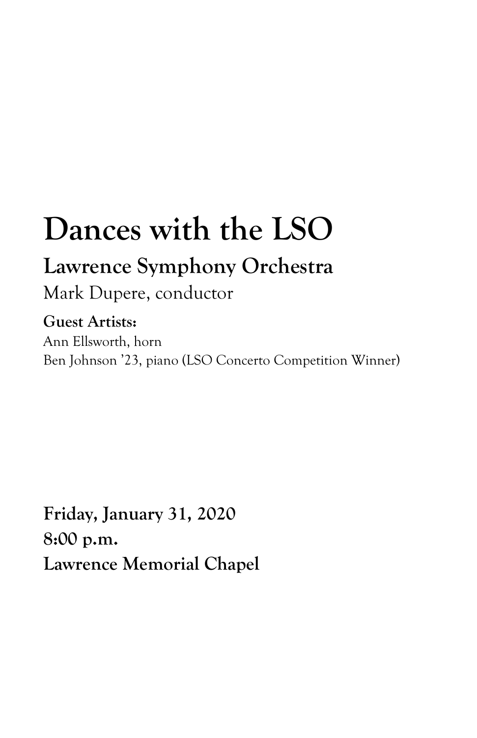# Dances with the LSO

## Lawrence Symphony Orchestra

Mark Dupere, conductor

**Guest Artists:**

Ann Ellsworth, horn
Ben Johnson '23, piano (LSO Concerto Competition Winner)

**Friday, January 31, 2020**
**8:00 p.m.**
**Lawrence Memorial Chapel**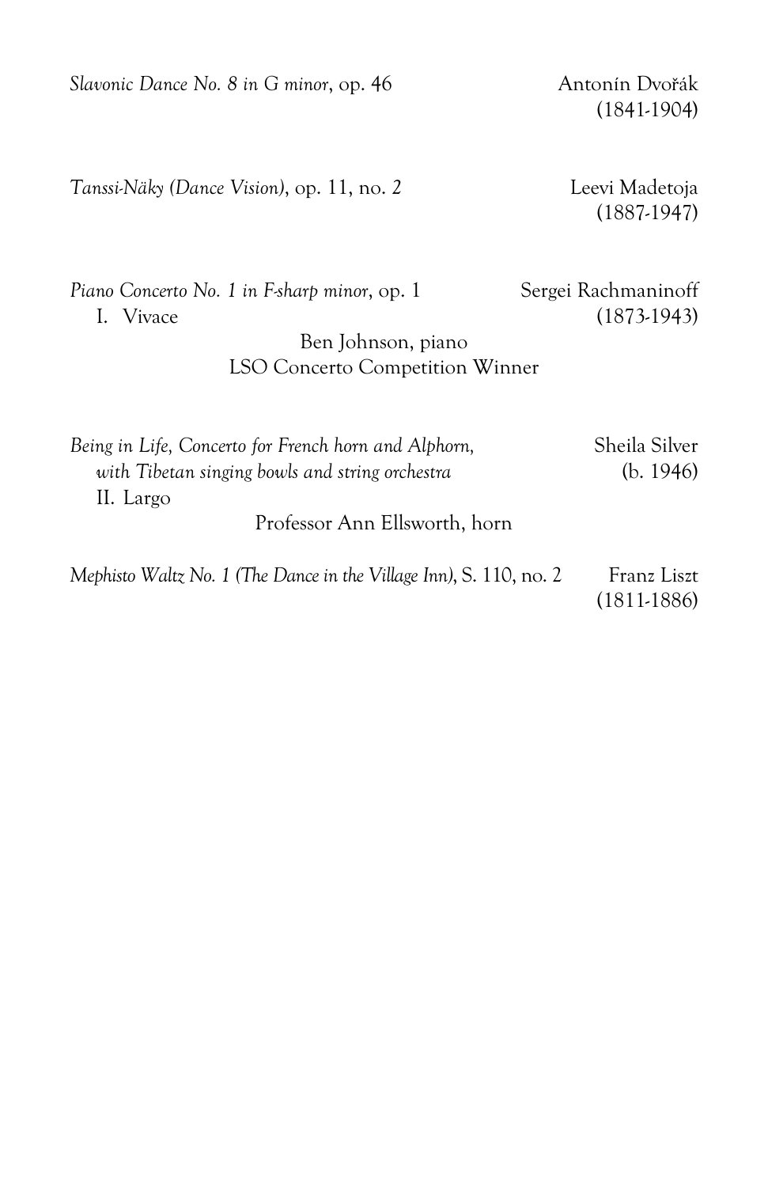*Slavonic Dance No. 8 in G minor*, op. 46 — Antonín Dvořák (1841-1904)

*Tanssi-Näky (Dance Vision)*, op. 11, no. 2 — Leevi Madetoja (1887-1947)

*Piano Concerto No. 1 in F-sharp minor*, op. 1 — Sergei Rachmaninoff (1873-1943)
I. Vivace

Ben Johnson, piano
LSO Concerto Competition Winner

*Being in Life, Concerto for French horn and Alphorn, with Tibetan singing bowls and string orchestra* — Sheila Silver (b. 1946)
II. Largo

Professor Ann Ellsworth, horn

*Mephisto Waltz No. 1 (The Dance in the Village Inn)*, S. 110, no. 2 — Franz Liszt (1811-1886)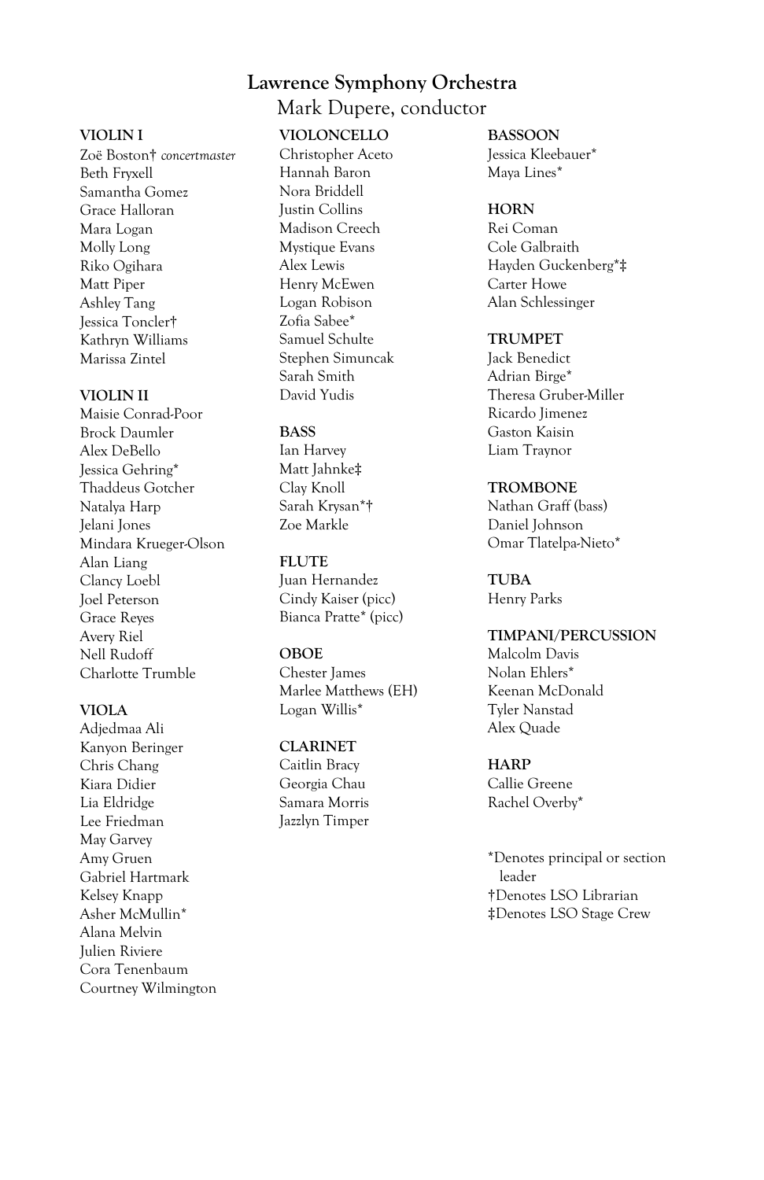# Lawrence Symphony Orchestra

## Mark Dupere, conductor

**VIOLIN I**
Zoë Boston† *concertmaster*
Beth Fryxell
Samantha Gomez
Grace Halloran
Mara Logan
Molly Long
Riko Ogihara
Matt Piper
Ashley Tang
Jessica Toncler†
Kathryn Williams
Marissa Zintel

**VIOLIN II**
Maisie Conrad-Poor
Brock Daumler
Alex DeBello
Jessica Gehring*
Thaddeus Gotcher
Natalya Harp
Jelani Jones
Mindara Krueger-Olson
Alan Liang
Clancy Loebl
Joel Peterson
Grace Reyes
Avery Riel
Nell Rudoff
Charlotte Trumble

**VIOLA**
Adjedmaa Ali
Kanyon Beringer
Chris Chang
Kiara Didier
Lia Eldridge
Lee Friedman
May Garvey
Amy Gruen
Gabriel Hartmark
Kelsey Knapp
Asher McMullin*
Alana Melvin
Julien Riviere
Cora Tenenbaum
Courtney Wilmington

**VIOLONCELLO**
Christopher Aceto
Hannah Baron
Nora Briddell
Justin Collins
Madison Creech
Mystique Evans
Alex Lewis
Henry McEwen
Logan Robison
Zofia Sabee*
Samuel Schulte
Stephen Simuncak
Sarah Smith
David Yudis

**BASS**
Ian Harvey
Matt Jahnke‡
Clay Knoll
Sarah Krysan*†
Zoe Markle

**FLUTE**
Juan Hernandez
Cindy Kaiser (picc)
Bianca Pratte* (picc)

**OBOE**
Chester James
Marlee Matthews (EH)
Logan Willis*

**CLARINET**
Caitlin Bracy
Georgia Chau
Samara Morris
Jazzlyn Timper

**BASSOON**
Jessica Kleebauer*
Maya Lines*

**HORN**
Rei Coman
Cole Galbraith
Hayden Guckenberg*‡
Carter Howe
Alan Schlessinger

**TRUMPET**
Jack Benedict
Adrian Birge*
Theresa Gruber-Miller
Ricardo Jimenez
Gaston Kaisin
Liam Traynor

**TROMBONE**
Nathan Graff (bass)
Daniel Johnson
Omar Tlatelpa-Nieto*

**TUBA**
Henry Parks

**TIMPANI/PERCUSSION**
Malcolm Davis
Nolan Ehlers*
Keenan McDonald
Tyler Nanstad
Alex Quade

**HARP**
Callie Greene
Rachel Overby*

*Denotes principal or section leader
†Denotes LSO Librarian
‡Denotes LSO Stage Crew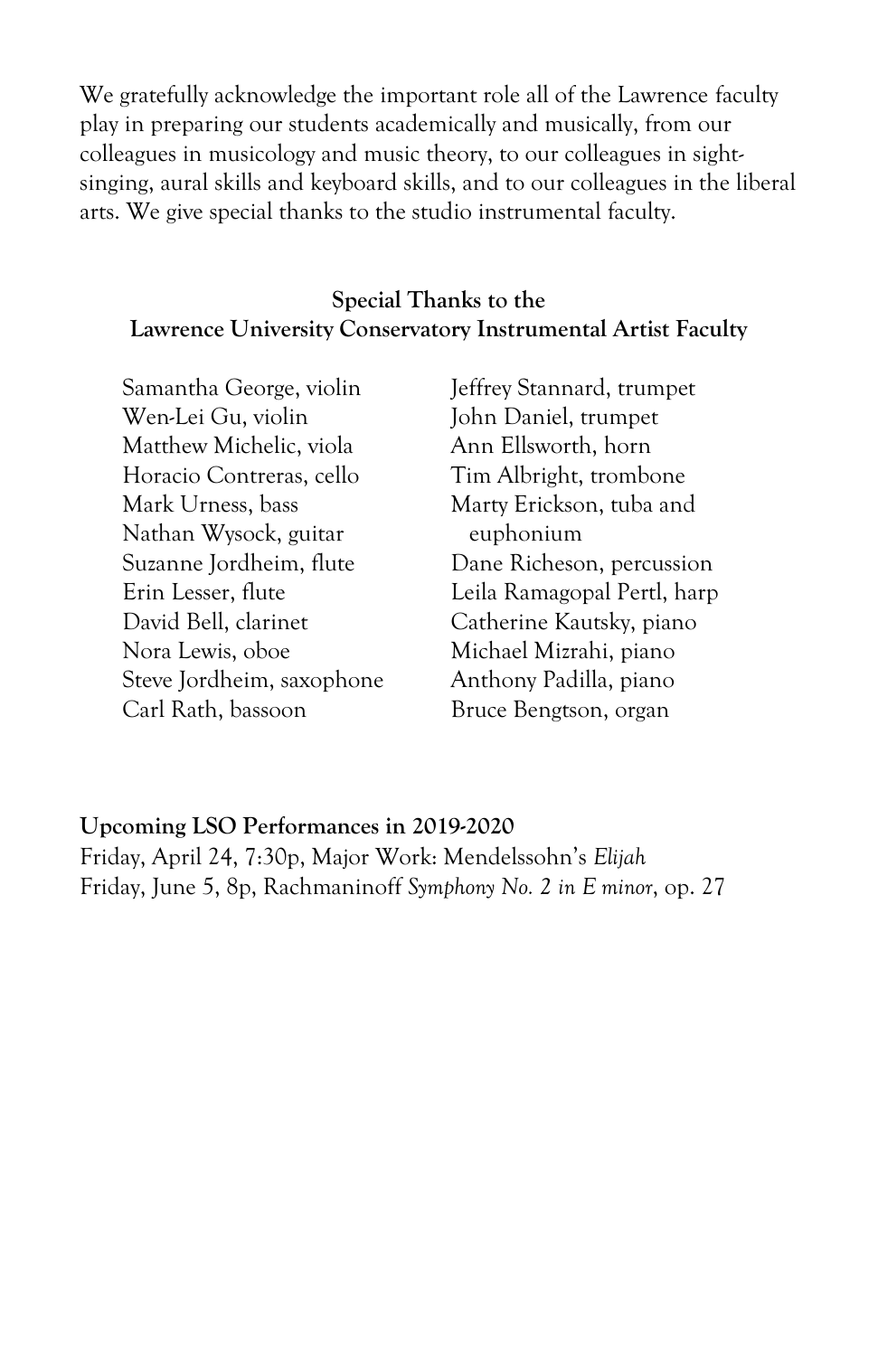We gratefully acknowledge the important role all of the Lawrence faculty play in preparing our students academically and musically, from our colleagues in musicology and music theory, to our colleagues in sight-singing, aural skills and keyboard skills, and to our colleagues in the liberal arts. We give special thanks to the studio instrumental faculty.

**Special Thanks to the**
**Lawrence University Conservatory Instrumental Artist Faculty**

Samantha George, violin
Wen-Lei Gu, violin
Matthew Michelic, viola
Horacio Contreras, cello
Mark Urness, bass
Nathan Wysock, guitar
Suzanne Jordheim, flute
Erin Lesser, flute
David Bell, clarinet
Nora Lewis, oboe
Steve Jordheim, saxophone
Carl Rath, bassoon
Jeffrey Stannard, trumpet
John Daniel, trumpet
Ann Ellsworth, horn
Tim Albright, trombone
Marty Erickson, tuba and euphonium
Dane Richeson, percussion
Leila Ramagopal Pertl, harp
Catherine Kautsky, piano
Michael Mizrahi, piano
Anthony Padilla, piano
Bruce Bengtson, organ

**Upcoming LSO Performances in 2019-2020**
Friday, April 24, 7:30p, Major Work: Mendelssohn's *Elijah*
Friday, June 5, 8p, Rachmaninoff *Symphony No. 2 in E minor*, op. 27